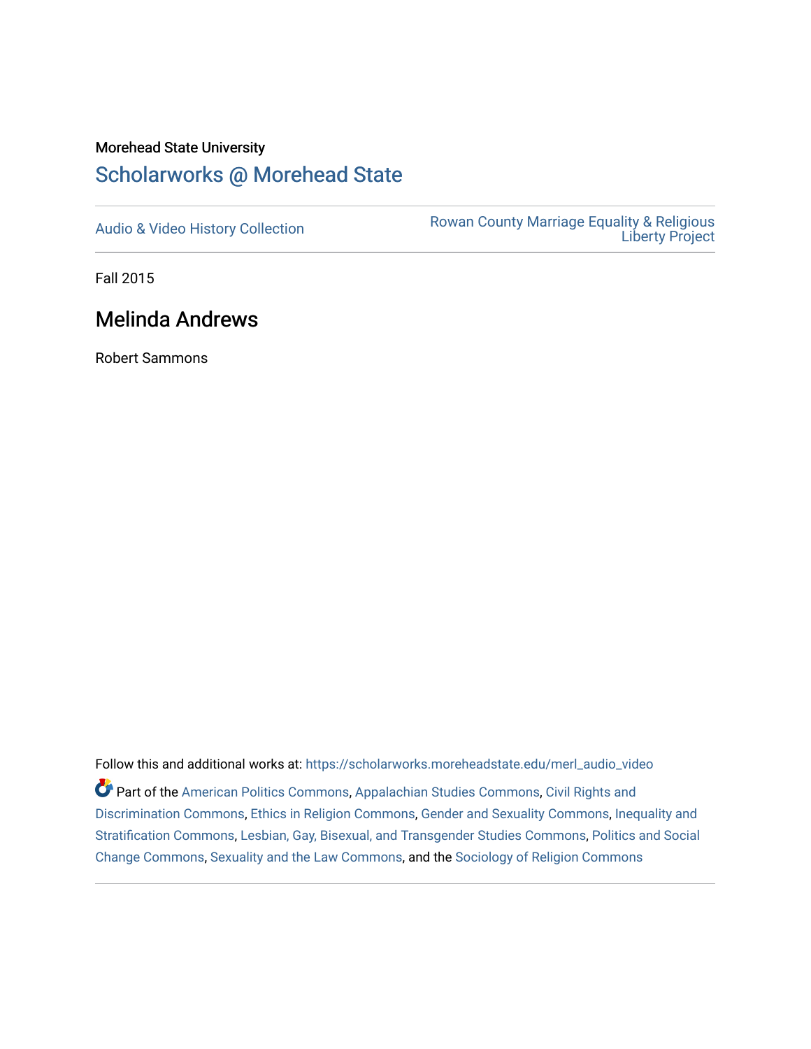Morehead State University

# Scholarworks @ Morehead State

Audio & Video History Collection

Rowan County Marriage Equality & Religious Liberty Project

Fall 2015

## Melinda Andrews

Robert Sammons

Follow this and additional works at: https://scholarworks.moreheadstate.edu/merl_audio_video

Part of the American Politics Commons, Appalachian Studies Commons, Civil Rights and Discrimination Commons, Ethics in Religion Commons, Gender and Sexuality Commons, Inequality and Stratification Commons, Lesbian, Gay, Bisexual, and Transgender Studies Commons, Politics and Social Change Commons, Sexuality and the Law Commons, and the Sociology of Religion Commons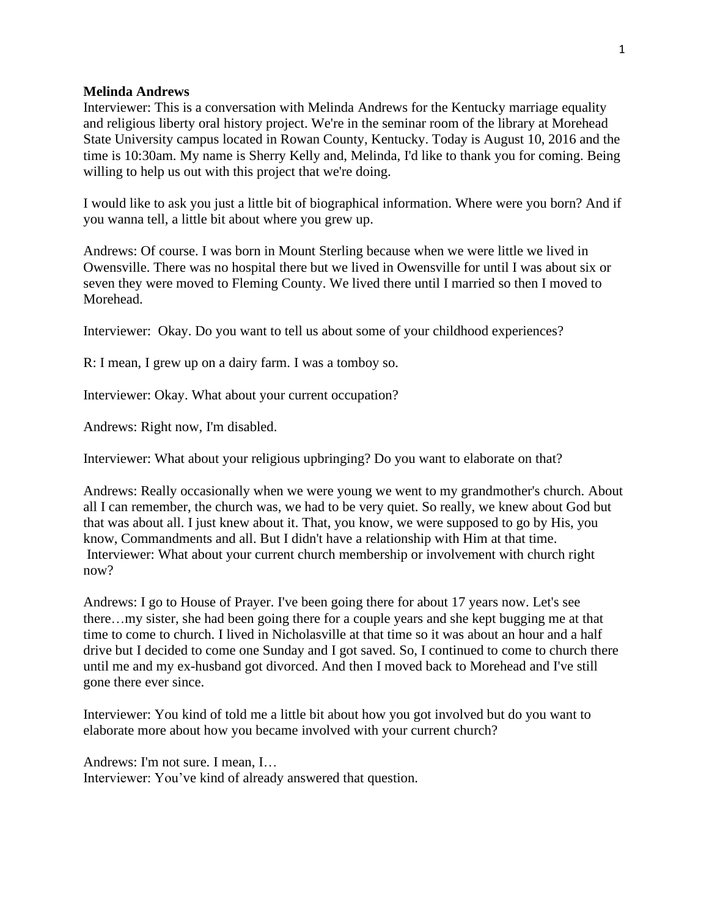**Melinda Andrews**

Interviewer: This is a conversation with Melinda Andrews for the Kentucky marriage equality and religious liberty oral history project. We're in the seminar room of the library at Morehead State University campus located in Rowan County, Kentucky. Today is August 10, 2016 and the time is 10:30am. My name is Sherry Kelly and, Melinda, I'd like to thank you for coming. Being willing to help us out with this project that we're doing.

I would like to ask you just a little bit of biographical information. Where were you born? And if you wanna tell, a little bit about where you grew up.

Andrews: Of course. I was born in Mount Sterling because when we were little we lived in Owensville. There was no hospital there but we lived in Owensville for until I was about six or seven they were moved to Fleming County. We lived there until I married so then I moved to Morehead.

Interviewer: Okay. Do you want to tell us about some of your childhood experiences?

R: I mean, I grew up on a dairy farm. I was a tomboy so.

Interviewer: Okay. What about your current occupation?

Andrews: Right now, I'm disabled.

Interviewer: What about your religious upbringing? Do you want to elaborate on that?

Andrews: Really occasionally when we were young we went to my grandmother's church. About all I can remember, the church was, we had to be very quiet. So really, we knew about God but that was about all. I just knew about it. That, you know, we were supposed to go by His, you know, Commandments and all. But I didn't have a relationship with Him at that time.

Interviewer: What about your current church membership or involvement with church right now?

Andrews: I go to House of Prayer. I've been going there for about 17 years now. Let's see there…my sister, she had been going there for a couple years and she kept bugging me at that time to come to church. I lived in Nicholasville at that time so it was about an hour and a half drive but I decided to come one Sunday and I got saved. So, I continued to come to church there until me and my ex-husband got divorced. And then I moved back to Morehead and I've still gone there ever since.

Interviewer: You kind of told me a little bit about how you got involved but do you want to elaborate more about how you became involved with your current church?

Andrews: I'm not sure. I mean, I…

Interviewer: You've kind of already answered that question.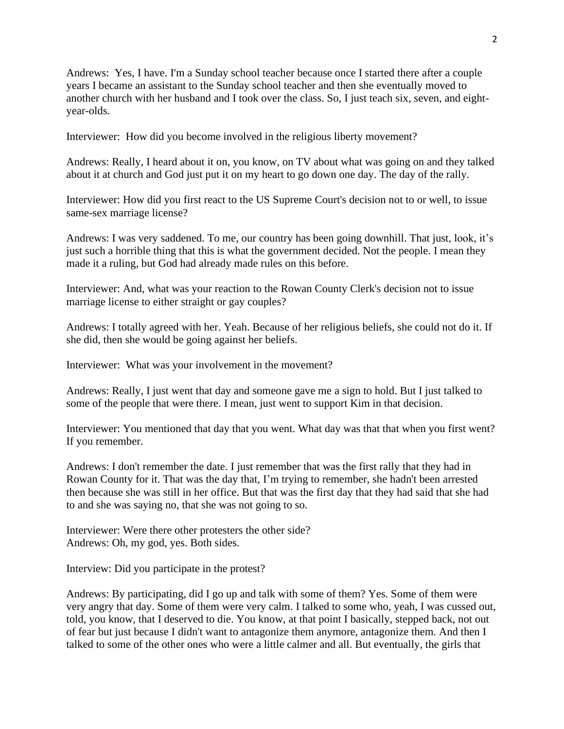Andrews: Yes, I have. I'm a Sunday school teacher because once I started there after a couple years I became an assistant to the Sunday school teacher and then she eventually moved to another church with her husband and I took over the class. So, I just teach six, seven, and eight-year-olds.

Interviewer: How did you become involved in the religious liberty movement?

Andrews: Really, I heard about it on, you know, on TV about what was going on and they talked about it at church and God just put it on my heart to go down one day. The day of the rally.

Interviewer: How did you first react to the US Supreme Court's decision not to or well, to issue same-sex marriage license?

Andrews: I was very saddened. To me, our country has been going downhill. That just, look, it's just such a horrible thing that this is what the government decided. Not the people. I mean they made it a ruling, but God had already made rules on this before.

Interviewer: And, what was your reaction to the Rowan County Clerk's decision not to issue marriage license to either straight or gay couples?

Andrews: I totally agreed with her. Yeah. Because of her religious beliefs, she could not do it. If she did, then she would be going against her beliefs.

Interviewer: What was your involvement in the movement?

Andrews: Really, I just went that day and someone gave me a sign to hold. But I just talked to some of the people that were there. I mean, just went to support Kim in that decision.

Interviewer: You mentioned that day that you went. What day was that that when you first went? If you remember.

Andrews: I don't remember the date. I just remember that was the first rally that they had in Rowan County for it. That was the day that, I'm trying to remember, she hadn't been arrested then because she was still in her office. But that was the first day that they had said that she had to and she was saying no, that she was not going to so.

Interviewer: Were there other protesters the other side?
Andrews: Oh, my god, yes. Both sides.

Interview: Did you participate in the protest?

Andrews: By participating, did I go up and talk with some of them? Yes. Some of them were very angry that day. Some of them were very calm. I talked to some who, yeah, I was cussed out, told, you know, that I deserved to die. You know, at that point I basically, stepped back, not out of fear but just because I didn't want to antagonize them anymore, antagonize them. And then I talked to some of the other ones who were a little calmer and all. But eventually, the girls that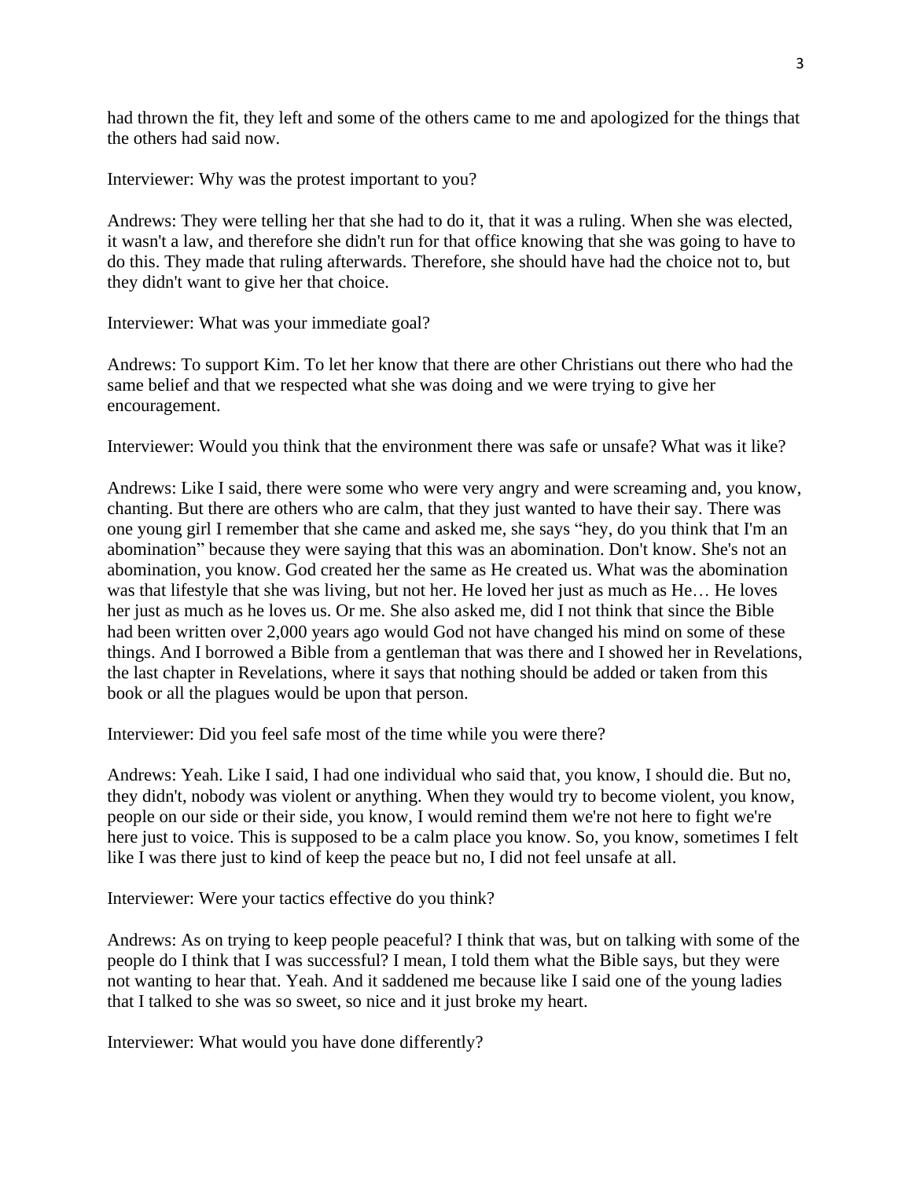had thrown the fit, they left and some of the others came to me and apologized for the things that the others had said now.

Interviewer: Why was the protest important to you?

Andrews: They were telling her that she had to do it, that it was a ruling. When she was elected, it wasn't a law, and therefore she didn't run for that office knowing that she was going to have to do this. They made that ruling afterwards. Therefore, she should have had the choice not to, but they didn't want to give her that choice.

Interviewer: What was your immediate goal?

Andrews: To support Kim. To let her know that there are other Christians out there who had the same belief and that we respected what she was doing and we were trying to give her encouragement.

Interviewer: Would you think that the environment there was safe or unsafe? What was it like?

Andrews: Like I said, there were some who were very angry and were screaming and, you know, chanting. But there are others who are calm, that they just wanted to have their say. There was one young girl I remember that she came and asked me, she says “hey, do you think that I'm an abomination” because they were saying that this was an abomination. Don't know. She's not an abomination, you know. God created her the same as He created us. What was the abomination was that lifestyle that she was living, but not her. He loved her just as much as He… He loves her just as much as he loves us. Or me. She also asked me, did I not think that since the Bible had been written over 2,000 years ago would God not have changed his mind on some of these things. And I borrowed a Bible from a gentleman that was there and I showed her in Revelations, the last chapter in Revelations, where it says that nothing should be added or taken from this book or all the plagues would be upon that person.

Interviewer: Did you feel safe most of the time while you were there?

Andrews: Yeah. Like I said, I had one individual who said that, you know, I should die. But no, they didn't, nobody was violent or anything. When they would try to become violent, you know, people on our side or their side, you know, I would remind them we're not here to fight we're here just to voice. This is supposed to be a calm place you know. So, you know, sometimes I felt like I was there just to kind of keep the peace but no, I did not feel unsafe at all.

Interviewer: Were your tactics effective do you think?

Andrews: As on trying to keep people peaceful? I think that was, but on talking with some of the people do I think that I was successful? I mean, I told them what the Bible says, but they were not wanting to hear that. Yeah. And it saddened me because like I said one of the young ladies that I talked to she was so sweet, so nice and it just broke my heart.

Interviewer: What would you have done differently?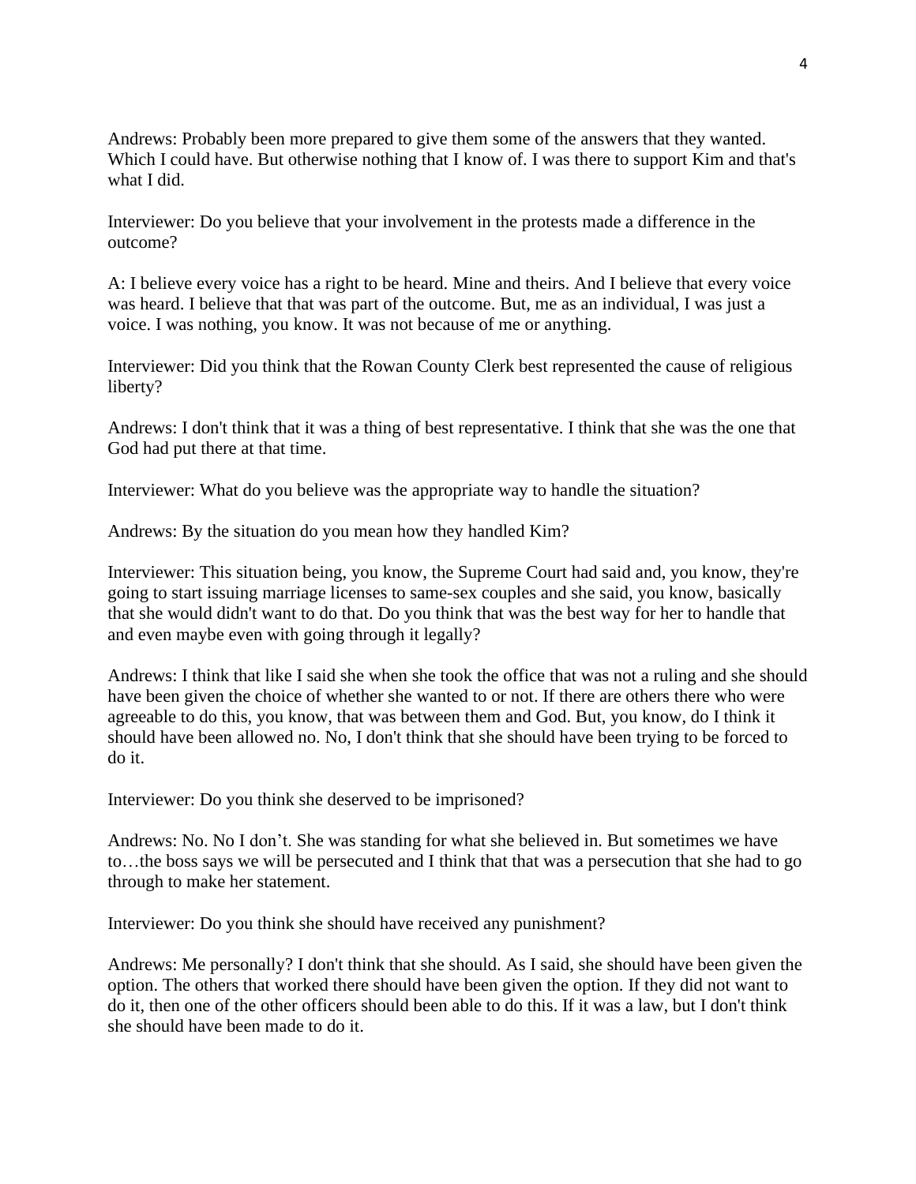Andrews: Probably been more prepared to give them some of the answers that they wanted. Which I could have. But otherwise nothing that I know of. I was there to support Kim and that's what I did.

Interviewer: Do you believe that your involvement in the protests made a difference in the outcome?

A: I believe every voice has a right to be heard. Mine and theirs. And I believe that every voice was heard. I believe that that was part of the outcome. But, me as an individual, I was just a voice. I was nothing, you know. It was not because of me or anything.

Interviewer: Did you think that the Rowan County Clerk best represented the cause of religious liberty?

Andrews: I don't think that it was a thing of best representative. I think that she was the one that God had put there at that time.

Interviewer: What do you believe was the appropriate way to handle the situation?

Andrews: By the situation do you mean how they handled Kim?

Interviewer: This situation being, you know, the Supreme Court had said and, you know, they're going to start issuing marriage licenses to same-sex couples and she said, you know, basically that she would didn't want to do that. Do you think that was the best way for her to handle that and even maybe even with going through it legally?

Andrews: I think that like I said she when she took the office that was not a ruling and she should have been given the choice of whether she wanted to or not. If there are others there who were agreeable to do this, you know, that was between them and God. But, you know, do I think it should have been allowed no. No, I don't think that she should have been trying to be forced to do it.

Interviewer: Do you think she deserved to be imprisoned?

Andrews: No. No I don’t. She was standing for what she believed in. But sometimes we have to…the boss says we will be persecuted and I think that that was a persecution that she had to go through to make her statement.

Interviewer: Do you think she should have received any punishment?

Andrews: Me personally? I don't think that she should. As I said, she should have been given the option. The others that worked there should have been given the option. If they did not want to do it, then one of the other officers should been able to do this. If it was a law, but I don't think she should have been made to do it.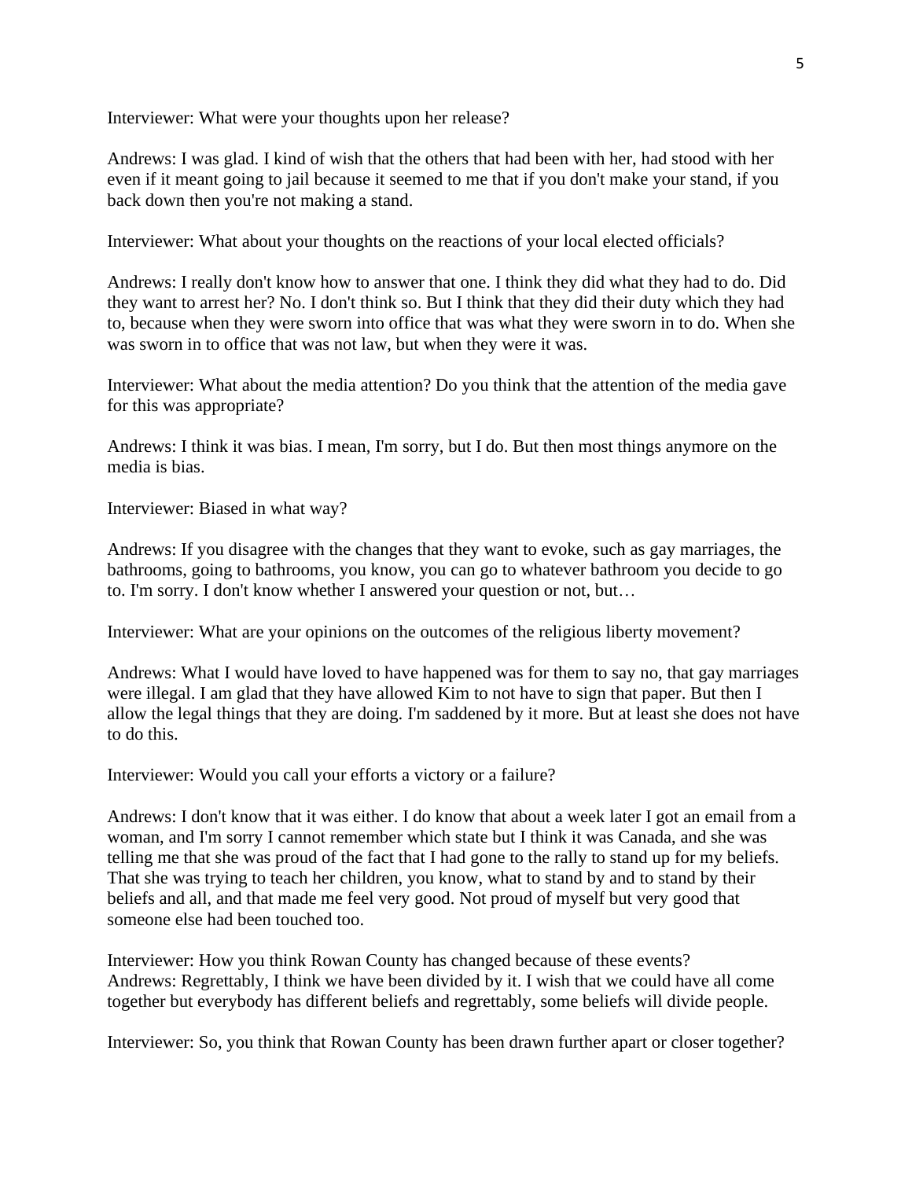Interviewer: What were your thoughts upon her release?

Andrews: I was glad. I kind of wish that the others that had been with her, had stood with her even if it meant going to jail because it seemed to me that if you don't make your stand, if you back down then you're not making a stand.

Interviewer: What about your thoughts on the reactions of your local elected officials?

Andrews: I really don't know how to answer that one. I think they did what they had to do. Did they want to arrest her? No. I don't think so. But I think that they did their duty which they had to, because when they were sworn into office that was what they were sworn in to do. When she was sworn in to office that was not law, but when they were it was.

Interviewer: What about the media attention? Do you think that the attention of the media gave for this was appropriate?

Andrews: I think it was bias. I mean, I'm sorry, but I do. But then most things anymore on the media is bias.

Interviewer: Biased in what way?

Andrews: If you disagree with the changes that they want to evoke, such as gay marriages, the bathrooms, going to bathrooms, you know, you can go to whatever bathroom you decide to go to. I'm sorry. I don't know whether I answered your question or not, but…

Interviewer: What are your opinions on the outcomes of the religious liberty movement?

Andrews: What I would have loved to have happened was for them to say no, that gay marriages were illegal. I am glad that they have allowed Kim to not have to sign that paper. But then I allow the legal things that they are doing. I'm saddened by it more. But at least she does not have to do this.

Interviewer: Would you call your efforts a victory or a failure?

Andrews: I don't know that it was either. I do know that about a week later I got an email from a woman, and I'm sorry I cannot remember which state but I think it was Canada, and she was telling me that she was proud of the fact that I had gone to the rally to stand up for my beliefs. That she was trying to teach her children, you know, what to stand by and to stand by their beliefs and all, and that made me feel very good. Not proud of myself but very good that someone else had been touched too.

Interviewer: How you think Rowan County has changed because of these events?
Andrews: Regrettably, I think we have been divided by it. I wish that we could have all come together but everybody has different beliefs and regrettably, some beliefs will divide people.

Interviewer: So, you think that Rowan County has been drawn further apart or closer together?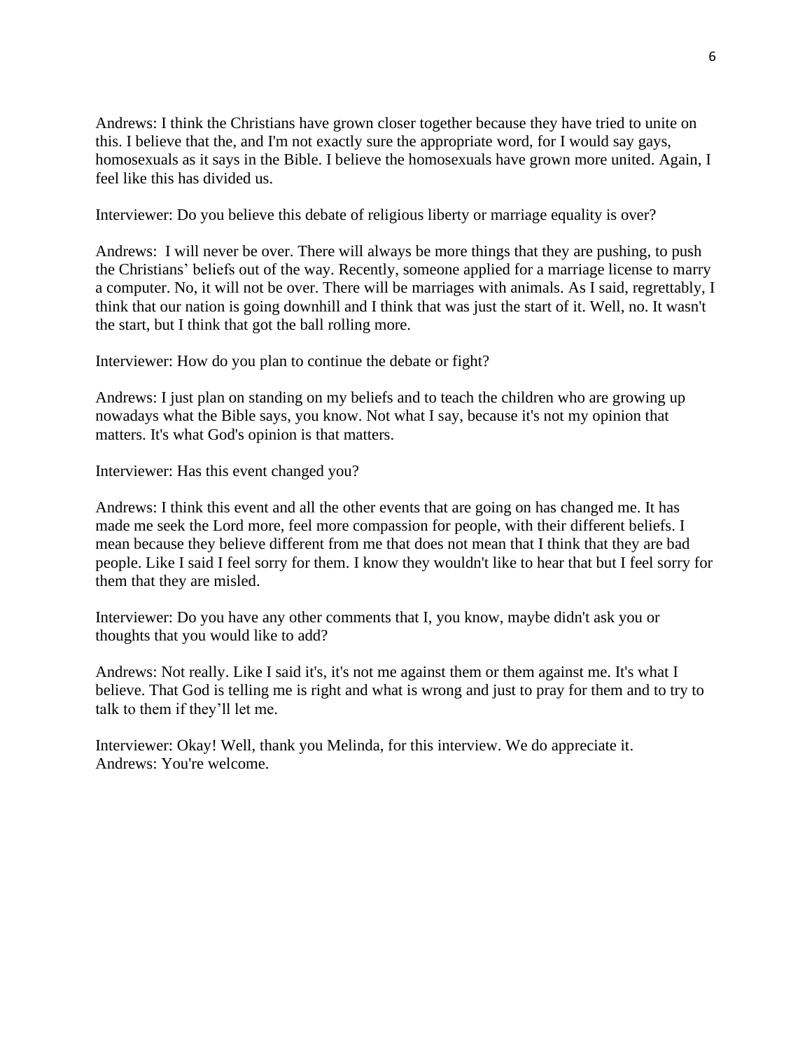Andrews: I think the Christians have grown closer together because they have tried to unite on this. I believe that the, and I'm not exactly sure the appropriate word, for I would say gays, homosexuals as it says in the Bible. I believe the homosexuals have grown more united. Again, I feel like this has divided us.

Interviewer: Do you believe this debate of religious liberty or marriage equality is over?

Andrews: I will never be over. There will always be more things that they are pushing, to push the Christians' beliefs out of the way. Recently, someone applied for a marriage license to marry a computer. No, it will not be over. There will be marriages with animals. As I said, regrettably, I think that our nation is going downhill and I think that was just the start of it. Well, no. It wasn't the start, but I think that got the ball rolling more.

Interviewer: How do you plan to continue the debate or fight?

Andrews: I just plan on standing on my beliefs and to teach the children who are growing up nowadays what the Bible says, you know. Not what I say, because it's not my opinion that matters. It's what God's opinion is that matters.

Interviewer: Has this event changed you?

Andrews: I think this event and all the other events that are going on has changed me. It has made me seek the Lord more, feel more compassion for people, with their different beliefs. I mean because they believe different from me that does not mean that I think that they are bad people. Like I said I feel sorry for them. I know they wouldn't like to hear that but I feel sorry for them that they are misled.

Interviewer: Do you have any other comments that I, you know, maybe didn't ask you or thoughts that you would like to add?

Andrews: Not really. Like I said it's, it's not me against them or them against me. It's what I believe. That God is telling me is right and what is wrong and just to pray for them and to try to talk to them if they'll let me.

Interviewer: Okay! Well, thank you Melinda, for this interview. We do appreciate it.
Andrews: You're welcome.